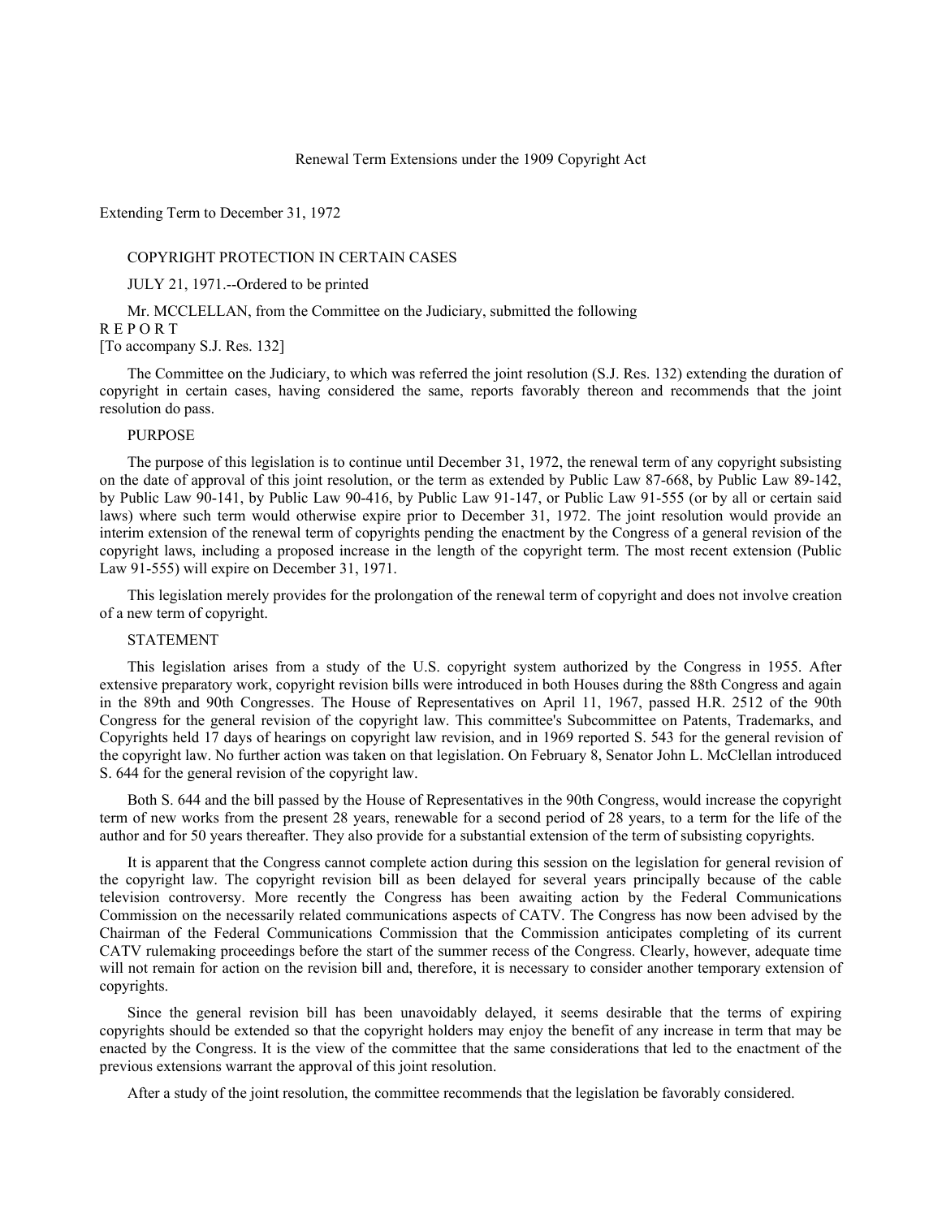# Renewal Term Extensions under the 1909 Copyright Act

## Extending Term to December 31, 1972

### COPYRIGHT PROTECTION IN CERTAIN CASES

JULY 21, 1971.--Ordered to be printed

Mr. MCCLELLAN, from the Committee on the Judiciary, submitted the following

R E P O R T

[To accompany S.J. Res. 132]

The Committee on the Judiciary, to which was referred the joint resolution (S.J. Res. 132) extending the duration of copyright in certain cases, having considered the same, reports favorably thereon and recommends that the joint resolution do pass.

### PURPOSE

The purpose of this legislation is to continue until December 31, 1972, the renewal term of any copyright subsisting on the date of approval of this joint resolution, or the term as extended by Public Law 87-668, by Public Law 89-142, by Public Law 90-141, by Public Law 90-416, by Public Law 91-147, or Public Law 91-555 (or by all or certain said laws) where such term would otherwise expire prior to December 31, 1972. The joint resolution would provide an interim extension of the renewal term of copyrights pending the enactment by the Congress of a general revision of the copyright laws, including a proposed increase in the length of the copyright term. The most recent extension (Public Law 91-555) will expire on December 31, 1971.

This legislation merely provides for the prolongation of the renewal term of copyright and does not involve creation of a new term of copyright.

### STATEMENT

This legislation arises from a study of the U.S. copyright system authorized by the Congress in 1955. After extensive preparatory work, copyright revision bills were introduced in both Houses during the 88th Congress and again in the 89th and 90th Congresses. The House of Representatives on April 11, 1967, passed H.R. 2512 of the 90th Congress for the general revision of the copyright law. This committee's Subcommittee on Patents, Trademarks, and Copyrights held 17 days of hearings on copyright law revision, and in 1969 reported S. 543 for the general revision of the copyright law. No further action was taken on that legislation. On February 8, Senator John L. McClellan introduced S. 644 for the general revision of the copyright law.

Both S. 644 and the bill passed by the House of Representatives in the 90th Congress, would increase the copyright term of new works from the present 28 years, renewable for a second period of 28 years, to a term for the life of the author and for 50 years thereafter. They also provide for a substantial extension of the term of subsisting copyrights.

It is apparent that the Congress cannot complete action during this session on the legislation for general revision of the copyright law. The copyright revision bill as been delayed for several years principally because of the cable television controversy. More recently the Congress has been awaiting action by the Federal Communications Commission on the necessarily related communications aspects of CATV. The Congress has now been advised by the Chairman of the Federal Communications Commission that the Commission anticipates completing of its current CATV rulemaking proceedings before the start of the summer recess of the Congress. Clearly, however, adequate time will not remain for action on the revision bill and, therefore, it is necessary to consider another temporary extension of copyrights.

Since the general revision bill has been unavoidably delayed, it seems desirable that the terms of expiring copyrights should be extended so that the copyright holders may enjoy the benefit of any increase in term that may be enacted by the Congress. It is the view of the committee that the same considerations that led to the enactment of the previous extensions warrant the approval of this joint resolution.

After a study of the joint resolution, the committee recommends that the legislation be favorably considered.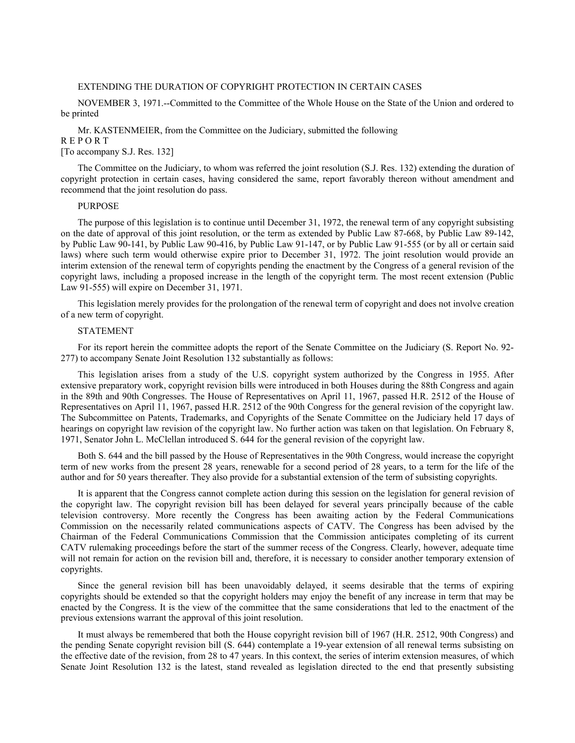EXTENDING THE DURATION OF COPYRIGHT PROTECTION IN CERTAIN CASES

NOVEMBER 3, 1971.--Committed to the Committee of the Whole House on the State of the Union and ordered to be printed

Mr. KASTENMEIER, from the Committee on the Judiciary, submitted the following

R E P O R T

[To accompany S.J. Res. 132]

The Committee on the Judiciary, to whom was referred the joint resolution (S.J. Res. 132) extending the duration of copyright protection in certain cases, having considered the same, report favorably thereon without amendment and recommend that the joint resolution do pass.

PURPOSE

The purpose of this legislation is to continue until December 31, 1972, the renewal term of any copyright subsisting on the date of approval of this joint resolution, or the term as extended by Public Law 87-668, by Public Law 89-142, by Public Law 90-141, by Public Law 90-416, by Public Law 91-147, or by Public Law 91-555 (or by all or certain said laws) where such term would otherwise expire prior to December 31, 1972. The joint resolution would provide an interim extension of the renewal term of copyrights pending the enactment by the Congress of a general revision of the copyright laws, including a proposed increase in the length of the copyright term. The most recent extension (Public Law 91-555) will expire on December 31, 1971.

This legislation merely provides for the prolongation of the renewal term of copyright and does not involve creation of a new term of copyright.

STATEMENT

For its report herein the committee adopts the report of the Senate Committee on the Judiciary (S. Report No. 92-277) to accompany Senate Joint Resolution 132 substantially as follows:

This legislation arises from a study of the U.S. copyright system authorized by the Congress in 1955. After extensive preparatory work, copyright revision bills were introduced in both Houses during the 88th Congress and again in the 89th and 90th Congresses. The House of Representatives on April 11, 1967, passed H.R. 2512 of the House of Representatives on April 11, 1967, passed H.R. 2512 of the 90th Congress for the general revision of the copyright law. The Subcommittee on Patents, Trademarks, and Copyrights of the Senate Committee on the Judiciary held 17 days of hearings on copyright law revision of the copyright law. No further action was taken on that legislation. On February 8, 1971, Senator John L. McClellan introduced S. 644 for the general revision of the copyright law.

Both S. 644 and the bill passed by the House of Representatives in the 90th Congress, would increase the copyright term of new works from the present 28 years, renewable for a second period of 28 years, to a term for the life of the author and for 50 years thereafter. They also provide for a substantial extension of the term of subsisting copyrights.

It is apparent that the Congress cannot complete action during this session on the legislation for general revision of the copyright law. The copyright revision bill has been delayed for several years principally because of the cable television controversy. More recently the Congress has been awaiting action by the Federal Communications Commission on the necessarily related communications aspects of CATV. The Congress has been advised by the Chairman of the Federal Communications Commission that the Commission anticipates completing of its current CATV rulemaking proceedings before the start of the summer recess of the Congress. Clearly, however, adequate time will not remain for action on the revision bill and, therefore, it is necessary to consider another temporary extension of copyrights.

Since the general revision bill has been unavoidably delayed, it seems desirable that the terms of expiring copyrights should be extended so that the copyright holders may enjoy the benefit of any increase in term that may be enacted by the Congress. It is the view of the committee that the same considerations that led to the enactment of the previous extensions warrant the approval of this joint resolution.

It must always be remembered that both the House copyright revision bill of 1967 (H.R. 2512, 90th Congress) and the pending Senate copyright revision bill (S. 644) contemplate a 19-year extension of all renewal terms subsisting on the effective date of the revision, from 28 to 47 years. In this context, the series of interim extension measures, of which Senate Joint Resolution 132 is the latest, stand revealed as legislation directed to the end that presently subsisting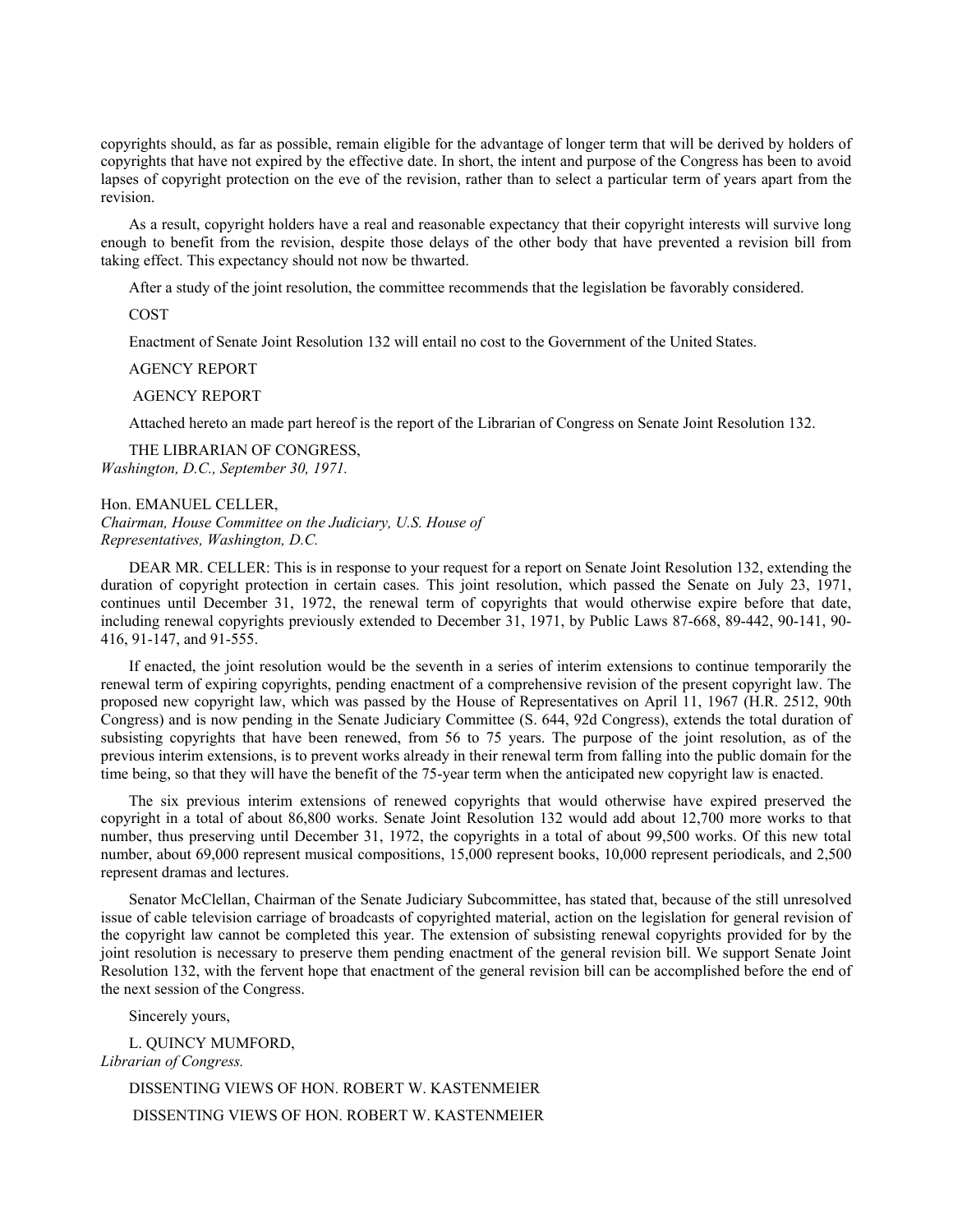copyrights should, as far as possible, remain eligible for the advantage of longer term that will be derived by holders of copyrights that have not expired by the effective date. In short, the intent and purpose of the Congress has been to avoid lapses of copyright protection on the eve of the revision, rather than to select a particular term of years apart from the revision.

As a result, copyright holders have a real and reasonable expectancy that their copyright interests will survive long enough to benefit from the revision, despite those delays of the other body that have prevented a revision bill from taking effect. This expectancy should not now be thwarted.

After a study of the joint resolution, the committee recommends that the legislation be favorably considered.

COST

Enactment of Senate Joint Resolution 132 will entail no cost to the Government of the United States.

AGENCY REPORT

AGENCY REPORT

Attached hereto an made part hereof is the report of the Librarian of Congress on Senate Joint Resolution 132.

THE LIBRARIAN OF CONGRESS,
*Washington, D.C., September 30, 1971.*

Hon. EMANUEL CELLER,
*Chairman, House Committee on the Judiciary, U.S. House of Representatives, Washington, D.C.*

DEAR MR. CELLER: This is in response to your request for a report on Senate Joint Resolution 132, extending the duration of copyright protection in certain cases. This joint resolution, which passed the Senate on July 23, 1971, continues until December 31, 1972, the renewal term of copyrights that would otherwise expire before that date, including renewal copyrights previously extended to December 31, 1971, by Public Laws 87-668, 89-442, 90-141, 90-416, 91-147, and 91-555.

If enacted, the joint resolution would be the seventh in a series of interim extensions to continue temporarily the renewal term of expiring copyrights, pending enactment of a comprehensive revision of the present copyright law. The proposed new copyright law, which was passed by the House of Representatives on April 11, 1967 (H.R. 2512, 90th Congress) and is now pending in the Senate Judiciary Committee (S. 644, 92d Congress), extends the total duration of subsisting copyrights that have been renewed, from 56 to 75 years. The purpose of the joint resolution, as of the previous interim extensions, is to prevent works already in their renewal term from falling into the public domain for the time being, so that they will have the benefit of the 75-year term when the anticipated new copyright law is enacted.

The six previous interim extensions of renewed copyrights that would otherwise have expired preserved the copyright in a total of about 86,800 works. Senate Joint Resolution 132 would add about 12,700 more works to that number, thus preserving until December 31, 1972, the copyrights in a total of about 99,500 works. Of this new total number, about 69,000 represent musical compositions, 15,000 represent books, 10,000 represent periodicals, and 2,500 represent dramas and lectures.

Senator McClellan, Chairman of the Senate Judiciary Subcommittee, has stated that, because of the still unresolved issue of cable television carriage of broadcasts of copyrighted material, action on the legislation for general revision of the copyright law cannot be completed this year. The extension of subsisting renewal copyrights provided for by the joint resolution is necessary to preserve them pending enactment of the general revision bill. We support Senate Joint Resolution 132, with the fervent hope that enactment of the general revision bill can be accomplished before the end of the next session of the Congress.

Sincerely yours,

L. QUINCY MUMFORD,
*Librarian of Congress.*

DISSENTING VIEWS OF HON. ROBERT W. KASTENMEIER

DISSENTING VIEWS OF HON. ROBERT W. KASTENMEIER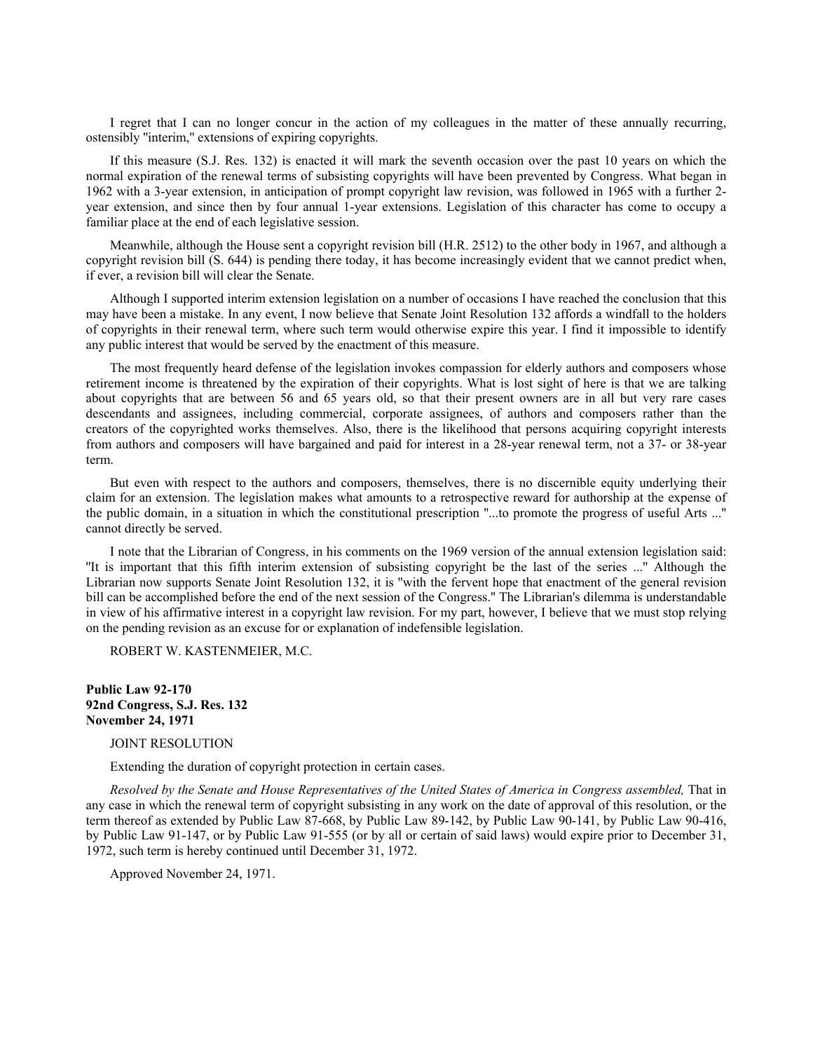I regret that I can no longer concur in the action of my colleagues in the matter of these annually recurring, ostensibly "interim," extensions of expiring copyrights.

If this measure (S.J. Res. 132) is enacted it will mark the seventh occasion over the past 10 years on which the normal expiration of the renewal terms of subsisting copyrights will have been prevented by Congress. What began in 1962 with a 3-year extension, in anticipation of prompt copyright law revision, was followed in 1965 with a further 2-year extension, and since then by four annual 1-year extensions. Legislation of this character has come to occupy a familiar place at the end of each legislative session.

Meanwhile, although the House sent a copyright revision bill (H.R. 2512) to the other body in 1967, and although a copyright revision bill (S. 644) is pending there today, it has become increasingly evident that we cannot predict when, if ever, a revision bill will clear the Senate.

Although I supported interim extension legislation on a number of occasions I have reached the conclusion that this may have been a mistake. In any event, I now believe that Senate Joint Resolution 132 affords a windfall to the holders of copyrights in their renewal term, where such term would otherwise expire this year. I find it impossible to identify any public interest that would be served by the enactment of this measure.

The most frequently heard defense of the legislation invokes compassion for elderly authors and composers whose retirement income is threatened by the expiration of their copyrights. What is lost sight of here is that we are talking about copyrights that are between 56 and 65 years old, so that their present owners are in all but very rare cases descendants and assignees, including commercial, corporate assignees, of authors and composers rather than the creators of the copyrighted works themselves. Also, there is the likelihood that persons acquiring copyright interests from authors and composers will have bargained and paid for interest in a 28-year renewal term, not a 37- or 38-year term.

But even with respect to the authors and composers, themselves, there is no discernible equity underlying their claim for an extension. The legislation makes what amounts to a retrospective reward for authorship at the expense of the public domain, in a situation in which the constitutional prescription "...to promote the progress of useful Arts ..." cannot directly be served.

I note that the Librarian of Congress, in his comments on the 1969 version of the annual extension legislation said: "It is important that this fifth interim extension of subsisting copyright be the last of the series ..." Although the Librarian now supports Senate Joint Resolution 132, it is "with the fervent hope that enactment of the general revision bill can be accomplished before the end of the next session of the Congress." The Librarian's dilemma is understandable in view of his affirmative interest in a copyright law revision. For my part, however, I believe that we must stop relying on the pending revision as an excuse for or explanation of indefensible legislation.

ROBERT W. KASTENMEIER, M.C.

**Public Law 92-170**
**92nd Congress, S.J. Res. 132**
**November 24, 1971**

JOINT RESOLUTION

Extending the duration of copyright protection in certain cases.

*Resolved by the Senate and House Representatives of the United States of America in Congress assembled,* That in any case in which the renewal term of copyright subsisting in any work on the date of approval of this resolution, or the term thereof as extended by Public Law 87-668, by Public Law 89-142, by Public Law 90-141, by Public Law 90-416, by Public Law 91-147, or by Public Law 91-555 (or by all or certain of said laws) would expire prior to December 31, 1972, such term is hereby continued until December 31, 1972.

Approved November 24, 1971.